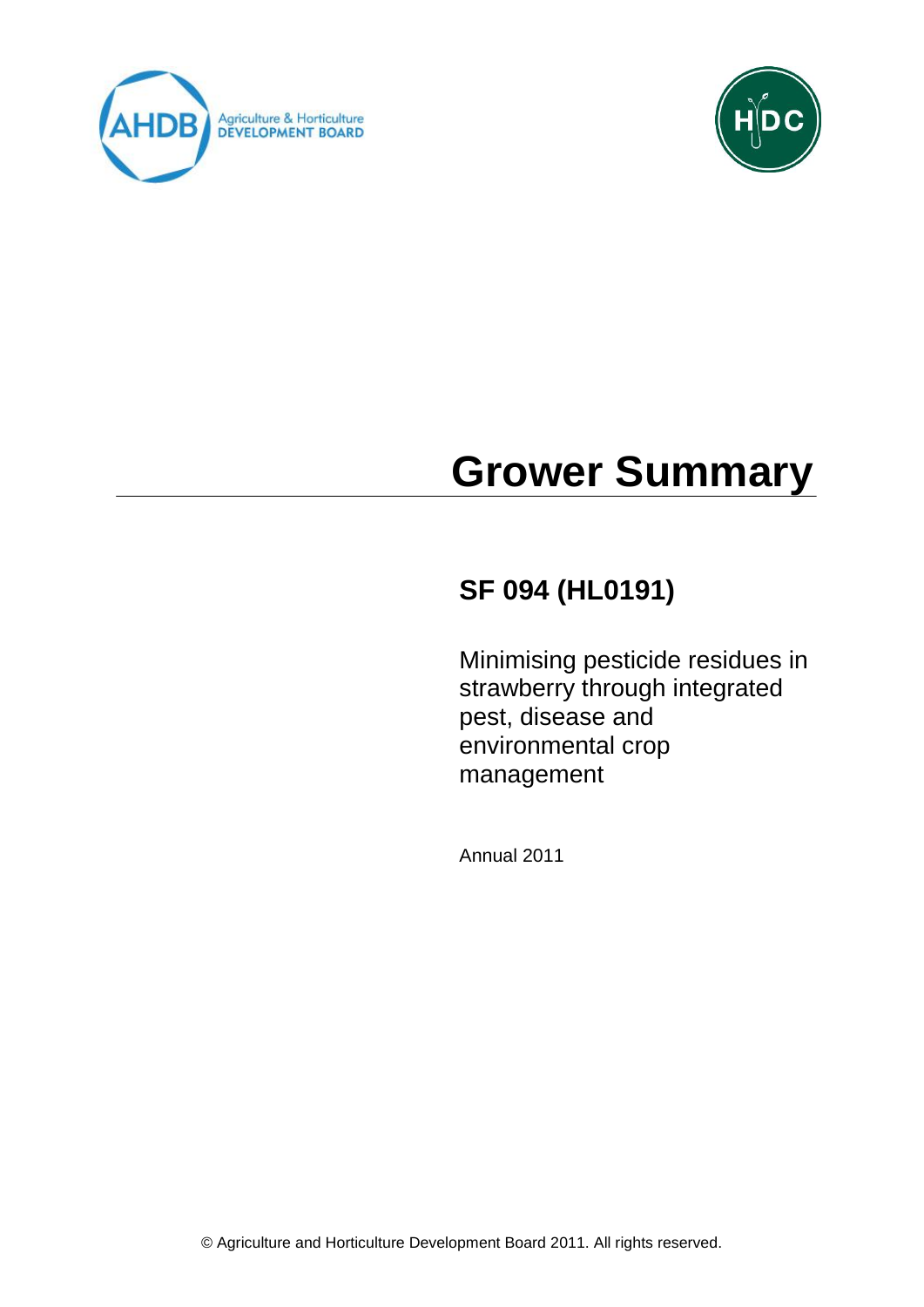Agriculture & Horticulture DEVELOPMENT BOARD

# Grower Summary

## SF 094 (HL0191)

Minimising pesticide residues in strawberry through integrated pest, disease and environmental crop management

Annual 2011

© Agriculture and Horticulture Development Board 2011. All rights reserved.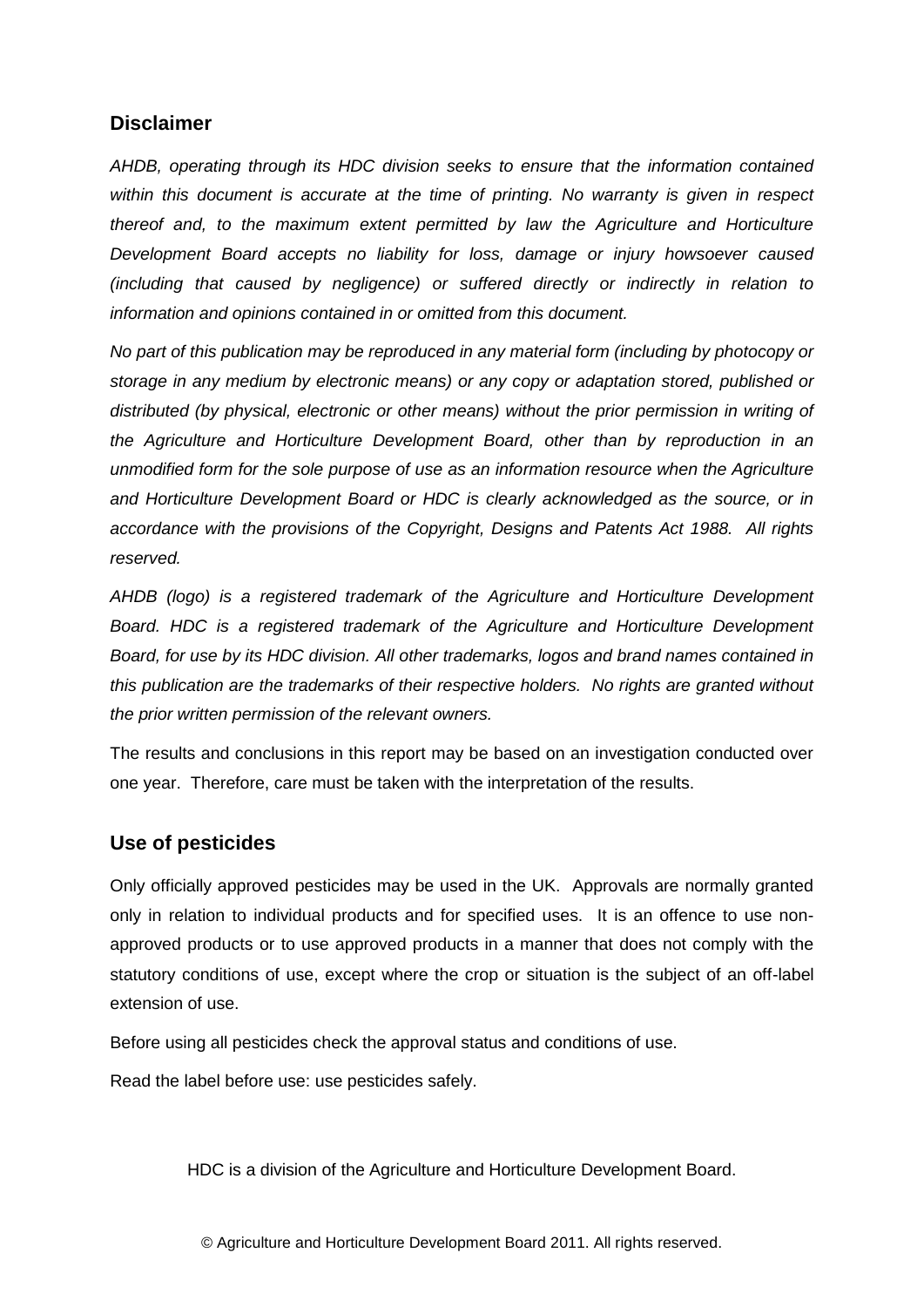## Disclaimer

*AHDB, operating through its HDC division seeks to ensure that the information contained within this document is accurate at the time of printing. No warranty is given in respect thereof and, to the maximum extent permitted by law the Agriculture and Horticulture Development Board accepts no liability for loss, damage or injury howsoever caused (including that caused by negligence) or suffered directly or indirectly in relation to information and opinions contained in or omitted from this document.*

*No part of this publication may be reproduced in any material form (including by photocopy or storage in any medium by electronic means) or any copy or adaptation stored, published or distributed (by physical, electronic or other means) without the prior permission in writing of the Agriculture and Horticulture Development Board, other than by reproduction in an unmodified form for the sole purpose of use as an information resource when the Agriculture and Horticulture Development Board or HDC is clearly acknowledged as the source, or in accordance with the provisions of the Copyright, Designs and Patents Act 1988. All rights reserved.*

*AHDB (logo) is a registered trademark of the Agriculture and Horticulture Development Board. HDC is a registered trademark of the Agriculture and Horticulture Development Board, for use by its HDC division. All other trademarks, logos and brand names contained in this publication are the trademarks of their respective holders. No rights are granted without the prior written permission of the relevant owners.*

The results and conclusions in this report may be based on an investigation conducted over one year. Therefore, care must be taken with the interpretation of the results.

## Use of pesticides

Only officially approved pesticides may be used in the UK. Approvals are normally granted only in relation to individual products and for specified uses. It is an offence to use non-approved products or to use approved products in a manner that does not comply with the statutory conditions of use, except where the crop or situation is the subject of an off-label extension of use.

Before using all pesticides check the approval status and conditions of use.

Read the label before use: use pesticides safely.

HDC is a division of the Agriculture and Horticulture Development Board.

© Agriculture and Horticulture Development Board 2011. All rights reserved.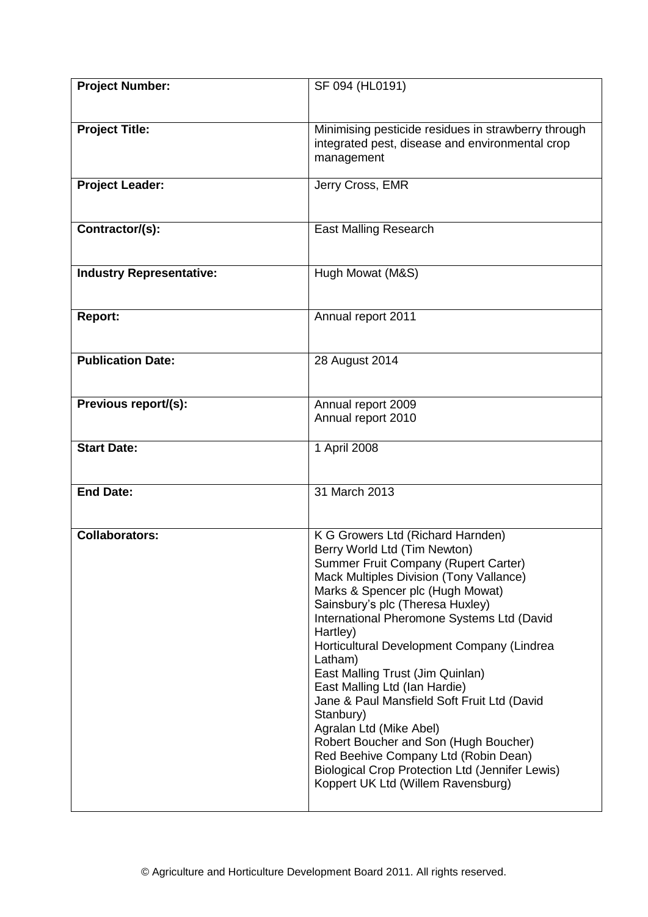| | |
|---|---|
| **Project Number:** | SF 094 (HL0191) |
| **Project Title:** | Minimising pesticide residues in strawberry through integrated pest, disease and environmental crop management |
| **Project Leader:** | Jerry Cross, EMR |
| **Contractor/(s):** | East Malling Research |
| **Industry Representative:** | Hugh Mowat (M&S) |
| **Report:** | Annual report 2011 |
| **Publication Date:** | 28 August 2014 |
| **Previous report/(s):** | Annual report 2009<br>Annual report 2010 |
| **Start Date:** | 1 April 2008 |
| **End Date:** | 31 March 2013 |
| **Collaborators:** | K G Growers Ltd (Richard Harnden)<br>Berry World Ltd (Tim Newton)<br>Summer Fruit Company (Rupert Carter)<br>Mack Multiples Division (Tony Vallance)<br>Marks & Spencer plc (Hugh Mowat)<br>Sainsbury's plc (Theresa Huxley)<br>International Pheromone Systems Ltd (David Hartley)<br>Horticultural Development Company (Lindrea Latham)<br>East Malling Trust (Jim Quinlan)<br>East Malling Ltd (Ian Hardie)<br>Jane & Paul Mansfield Soft Fruit Ltd (David Stanbury)<br>Agralan Ltd (Mike Abel)<br>Robert Boucher and Son (Hugh Boucher)<br>Red Beehive Company Ltd (Robin Dean)<br>Biological Crop Protection Ltd (Jennifer Lewis)<br>Koppert UK Ltd (Willem Ravensburg) |

© Agriculture and Horticulture Development Board 2011. All rights reserved.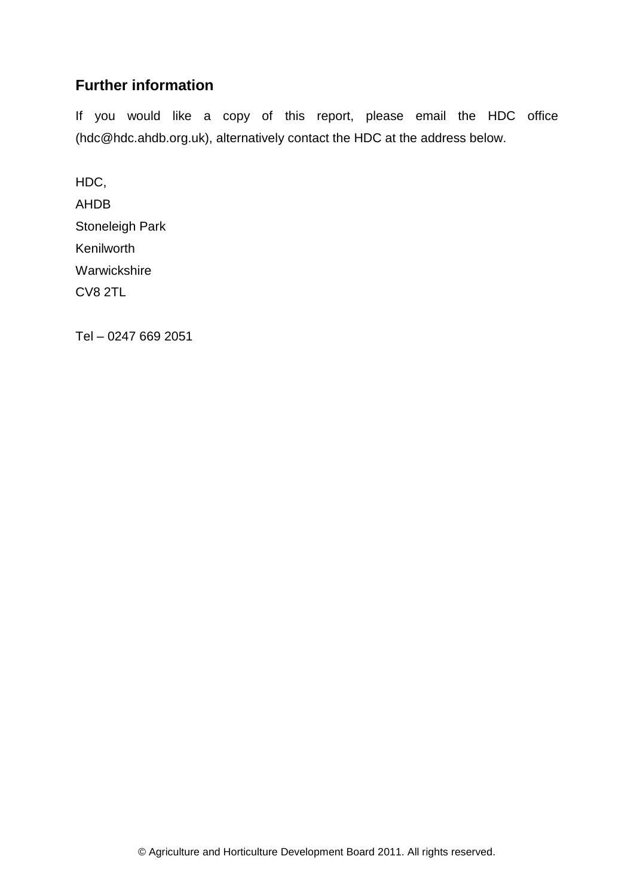## Further information

If you would like a copy of this report, please email the HDC office (hdc@hdc.ahdb.org.uk), alternatively contact the HDC at the address below.

HDC,  
AHDB  
Stoneleigh Park  
Kenilworth  
Warwickshire  
CV8 2TL

Tel – 0247 669 2051

© Agriculture and Horticulture Development Board 2011. All rights reserved.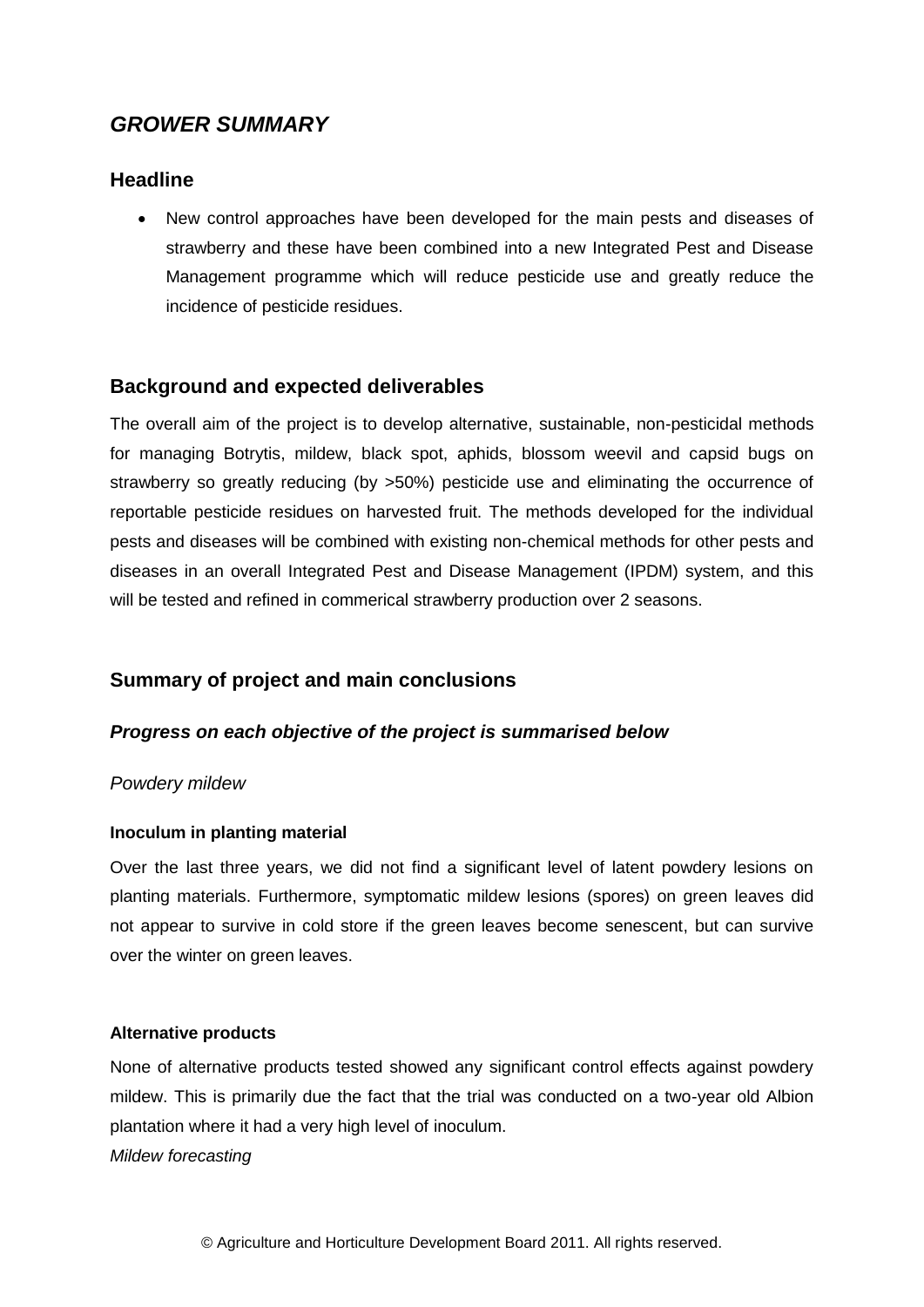## *GROWER SUMMARY*

### Headline

- New control approaches have been developed for the main pests and diseases of strawberry and these have been combined into a new Integrated Pest and Disease Management programme which will reduce pesticide use and greatly reduce the incidence of pesticide residues.

### Background and expected deliverables

The overall aim of the project is to develop alternative, sustainable, non-pesticidal methods for managing Botrytis, mildew, black spot, aphids, blossom weevil and capsid bugs on strawberry so greatly reducing (by >50%) pesticide use and eliminating the occurrence of reportable pesticide residues on harvested fruit. The methods developed for the individual pests and diseases will be combined with existing non-chemical methods for other pests and diseases in an overall Integrated Pest and Disease Management (IPDM) system, and this will be tested and refined in commerical strawberry production over 2 seasons.

### Summary of project and main conclusions

#### *Progress on each objective of the project is summarised below*

*Powdery mildew*

**Inoculum in planting material**

Over the last three years, we did not find a significant level of latent powdery lesions on planting materials. Furthermore, symptomatic mildew lesions (spores) on green leaves did not appear to survive in cold store if the green leaves become senescent, but can survive over the winter on green leaves.

**Alternative products**

None of alternative products tested showed any significant control effects against powdery mildew. This is primarily due the fact that the trial was conducted on a two-year old Albion plantation where it had a very high level of inoculum.

*Mildew forecasting*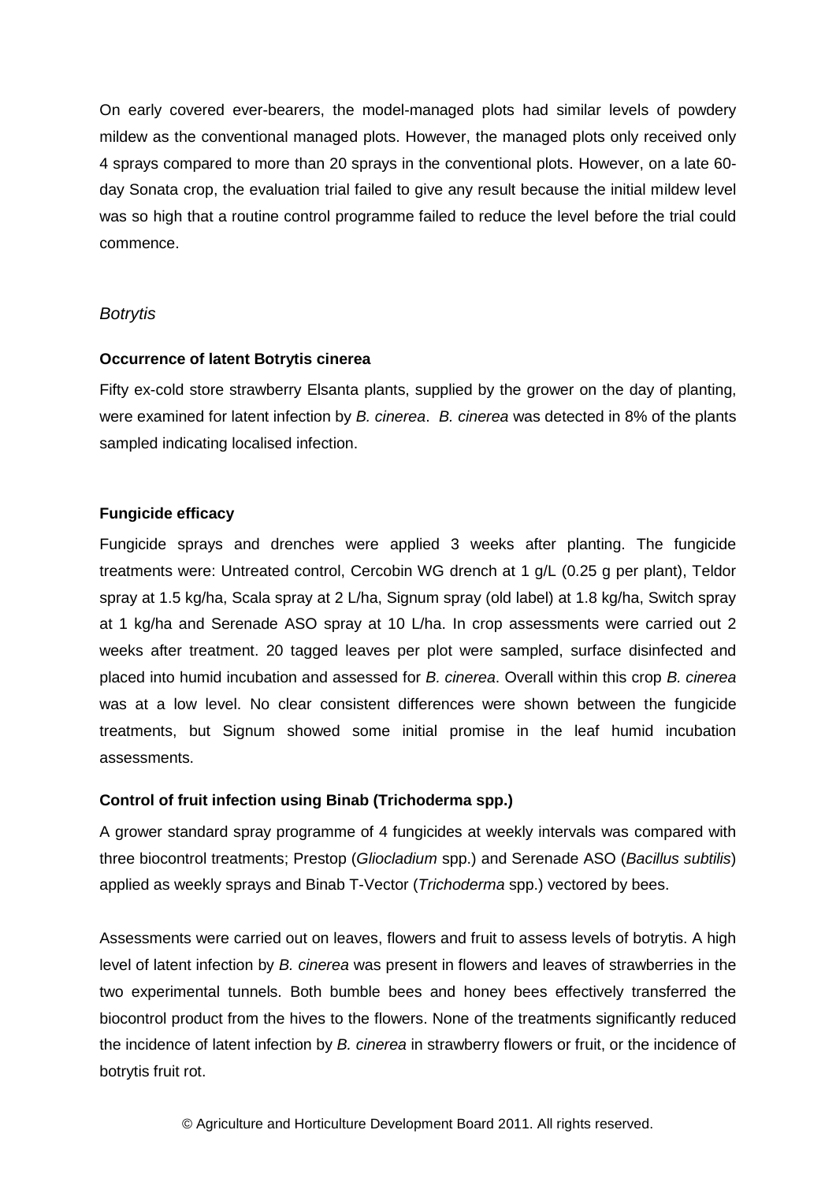On early covered ever-bearers, the model-managed plots had similar levels of powdery mildew as the conventional managed plots. However, the managed plots only received only 4 sprays compared to more than 20 sprays in the conventional plots. However, on a late 60-day Sonata crop, the evaluation trial failed to give any result because the initial mildew level was so high that a routine control programme failed to reduce the level before the trial could commence.

### *Botrytis*

**Occurrence of latent Botrytis cinerea**

Fifty ex-cold store strawberry Elsanta plants, supplied by the grower on the day of planting, were examined for latent infection by *B. cinerea*. *B. cinerea* was detected in 8% of the plants sampled indicating localised infection.

**Fungicide efficacy**

Fungicide sprays and drenches were applied 3 weeks after planting. The fungicide treatments were: Untreated control, Cercobin WG drench at 1 g/L (0.25 g per plant), Teldor spray at 1.5 kg/ha, Scala spray at 2 L/ha, Signum spray (old label) at 1.8 kg/ha, Switch spray at 1 kg/ha and Serenade ASO spray at 10 L/ha. In crop assessments were carried out 2 weeks after treatment. 20 tagged leaves per plot were sampled, surface disinfected and placed into humid incubation and assessed for *B. cinerea*. Overall within this crop *B. cinerea* was at a low level. No clear consistent differences were shown between the fungicide treatments, but Signum showed some initial promise in the leaf humid incubation assessments.

**Control of fruit infection using Binab (Trichoderma spp.)**

A grower standard spray programme of 4 fungicides at weekly intervals was compared with three biocontrol treatments; Prestop (*Gliocladium* spp.) and Serenade ASO (*Bacillus subtilis*) applied as weekly sprays and Binab T-Vector (*Trichoderma* spp.) vectored by bees.

Assessments were carried out on leaves, flowers and fruit to assess levels of botrytis. A high level of latent infection by *B. cinerea* was present in flowers and leaves of strawberries in the two experimental tunnels. Both bumble bees and honey bees effectively transferred the biocontrol product from the hives to the flowers. None of the treatments significantly reduced the incidence of latent infection by *B. cinerea* in strawberry flowers or fruit, or the incidence of botrytis fruit rot.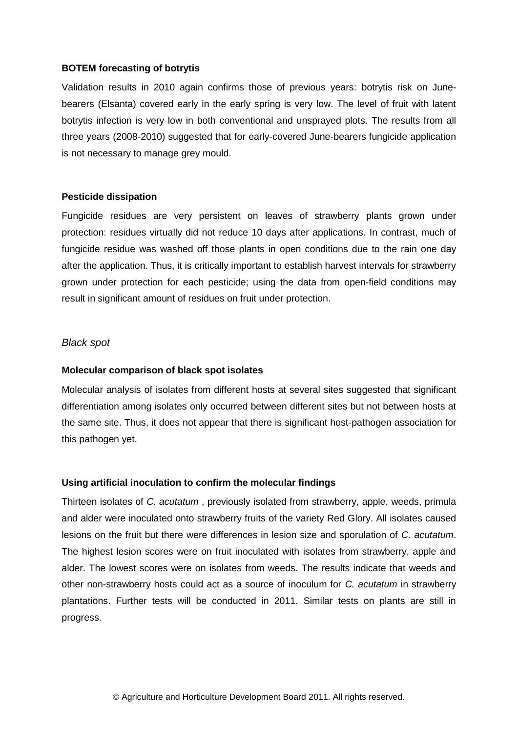**BOTEM forecasting of botrytis**

Validation results in 2010 again confirms those of previous years: botrytis risk on June-bearers (Elsanta) covered early in the early spring is very low. The level of fruit with latent botrytis infection is very low in both conventional and unsprayed plots. The results from all three years (2008-2010) suggested that for early-covered June-bearers fungicide application is not necessary to manage grey mould.

**Pesticide dissipation**

Fungicide residues are very persistent on leaves of strawberry plants grown under protection: residues virtually did not reduce 10 days after applications. In contrast, much of fungicide residue was washed off those plants in open conditions due to the rain one day after the application. Thus, it is critically important to establish harvest intervals for strawberry grown under protection for each pesticide; using the data from open-field conditions may result in significant amount of residues on fruit under protection.

*Black spot*

**Molecular comparison of black spot isolates**

Molecular analysis of isolates from different hosts at several sites suggested that significant differentiation among isolates only occurred between different sites but not between hosts at the same site. Thus, it does not appear that there is significant host-pathogen association for this pathogen yet.

**Using artificial inoculation to confirm the molecular findings**

Thirteen isolates of *C. acutatum* , previously isolated from strawberry, apple, weeds, primula and alder were inoculated onto strawberry fruits of the variety Red Glory. All isolates caused lesions on the fruit but there were differences in lesion size and sporulation of *C. acutatum*. The highest lesion scores were on fruit inoculated with isolates from strawberry, apple and alder. The lowest scores were on isolates from weeds. The results indicate that weeds and other non-strawberry hosts could act as a source of inoculum for *C. acutatum* in strawberry plantations. Further tests will be conducted in 2011. Similar tests on plants are still in progress.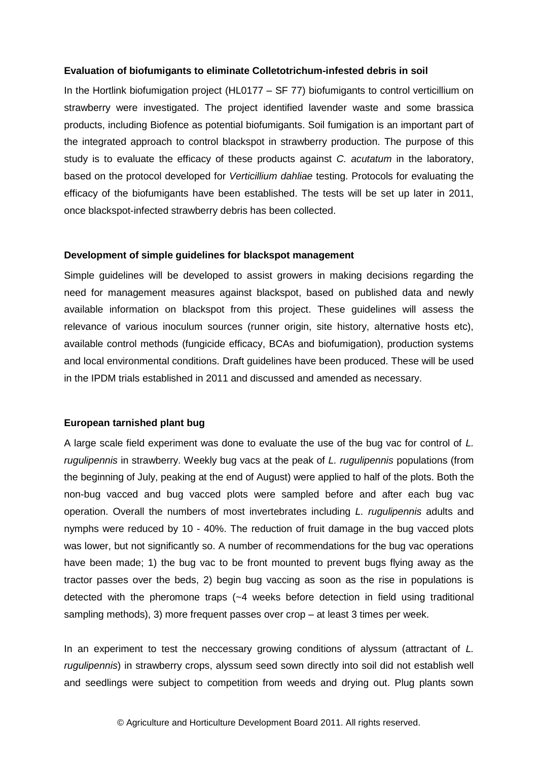**Evaluation of biofumigants to eliminate Colletotrichum-infested debris in soil**

In the Hortlink biofumigation project (HL0177 – SF 77) biofumigants to control verticillium on strawberry were investigated. The project identified lavender waste and some brassica products, including Biofence as potential biofumigants. Soil fumigation is an important part of the integrated approach to control blackspot in strawberry production. The purpose of this study is to evaluate the efficacy of these products against *C. acutatum* in the laboratory, based on the protocol developed for *Verticillium dahliae* testing. Protocols for evaluating the efficacy of the biofumigants have been established. The tests will be set up later in 2011, once blackspot-infected strawberry debris has been collected.

**Development of simple guidelines for blackspot management**

Simple guidelines will be developed to assist growers in making decisions regarding the need for management measures against blackspot, based on published data and newly available information on blackspot from this project. These guidelines will assess the relevance of various inoculum sources (runner origin, site history, alternative hosts etc), available control methods (fungicide efficacy, BCAs and biofumigation), production systems and local environmental conditions. Draft guidelines have been produced. These will be used in the IPDM trials established in 2011 and discussed and amended as necessary.

**European tarnished plant bug**

A large scale field experiment was done to evaluate the use of the bug vac for control of *L. rugulipennis* in strawberry. Weekly bug vacs at the peak of *L. rugulipennis* populations (from the beginning of July, peaking at the end of August) were applied to half of the plots. Both the non-bug vacced and bug vacced plots were sampled before and after each bug vac operation. Overall the numbers of most invertebrates including *L. rugulipennis* adults and nymphs were reduced by 10 - 40%. The reduction of fruit damage in the bug vacced plots was lower, but not significantly so. A number of recommendations for the bug vac operations have been made; 1) the bug vac to be front mounted to prevent bugs flying away as the tractor passes over the beds, 2) begin bug vaccing as soon as the rise in populations is detected with the pheromone traps (~4 weeks before detection in field using traditional sampling methods), 3) more frequent passes over crop – at least 3 times per week.

In an experiment to test the neccessary growing conditions of alyssum (attractant of *L. rugulipennis*) in strawberry crops, alyssum seed sown directly into soil did not establish well and seedlings were subject to competition from weeds and drying out. Plug plants sown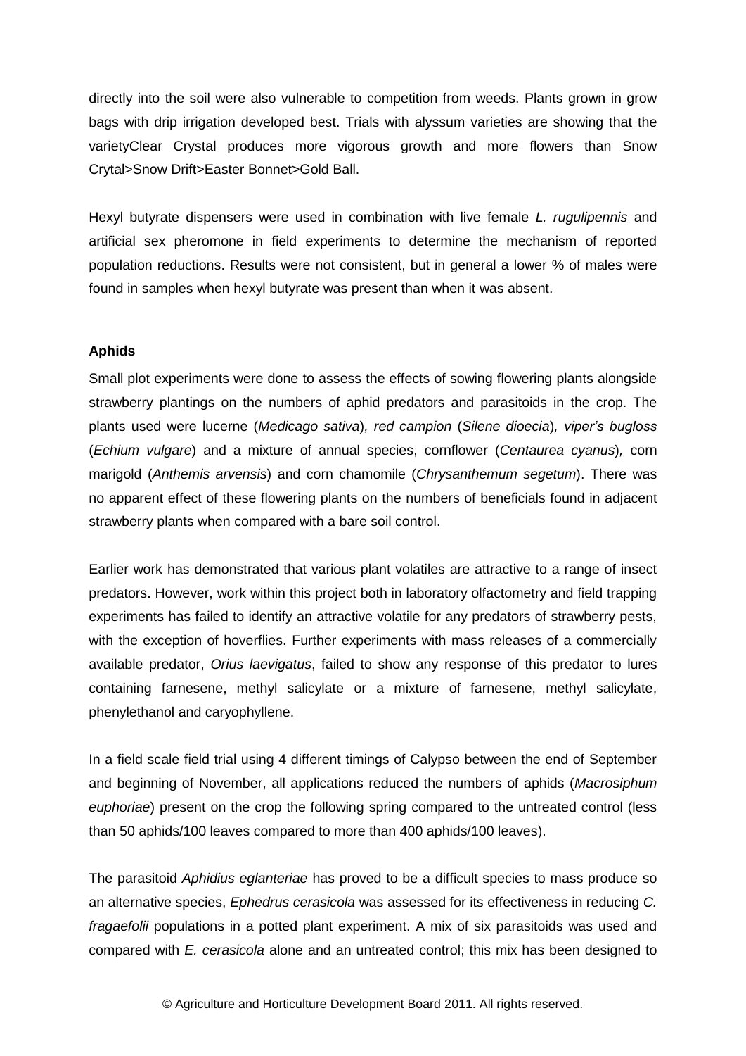directly into the soil were also vulnerable to competition from weeds. Plants grown in grow bags with drip irrigation developed best. Trials with alyssum varieties are showing that the varietyClear Crystal produces more vigorous growth and more flowers than Snow Crytal>Snow Drift>Easter Bonnet>Gold Ball.

Hexyl butyrate dispensers were used in combination with live female *L. rugulipennis* and artificial sex pheromone in field experiments to determine the mechanism of reported population reductions. Results were not consistent, but in general a lower % of males were found in samples when hexyl butyrate was present than when it was absent.

**Aphids**

Small plot experiments were done to assess the effects of sowing flowering plants alongside strawberry plantings on the numbers of aphid predators and parasitoids in the crop. The plants used were lucerne (*Medicago sativa*), *red campion* (*Silene dioecia*), *viper's bugloss* (*Echium vulgare*) and a mixture of annual species, cornflower (*Centaurea cyanus*), corn marigold (*Anthemis arvensis*) and corn chamomile (*Chrysanthemum segetum*). There was no apparent effect of these flowering plants on the numbers of beneficials found in adjacent strawberry plants when compared with a bare soil control.

Earlier work has demonstrated that various plant volatiles are attractive to a range of insect predators. However, work within this project both in laboratory olfactometry and field trapping experiments has failed to identify an attractive volatile for any predators of strawberry pests, with the exception of hoverflies. Further experiments with mass releases of a commercially available predator, *Orius laevigatus*, failed to show any response of this predator to lures containing farnesene, methyl salicylate or a mixture of farnesene, methyl salicylate, phenylethanol and caryophyllene.

In a field scale field trial using 4 different timings of Calypso between the end of September and beginning of November, all applications reduced the numbers of aphids (*Macrosiphum euphoriae*) present on the crop the following spring compared to the untreated control (less than 50 aphids/100 leaves compared to more than 400 aphids/100 leaves).

The parasitoid *Aphidius eglanteriae* has proved to be a difficult species to mass produce so an alternative species, *Ephedrus cerasicola* was assessed for its effectiveness in reducing *C. fragaefolii* populations in a potted plant experiment. A mix of six parasitoids was used and compared with *E. cerasicola* alone and an untreated control; this mix has been designed to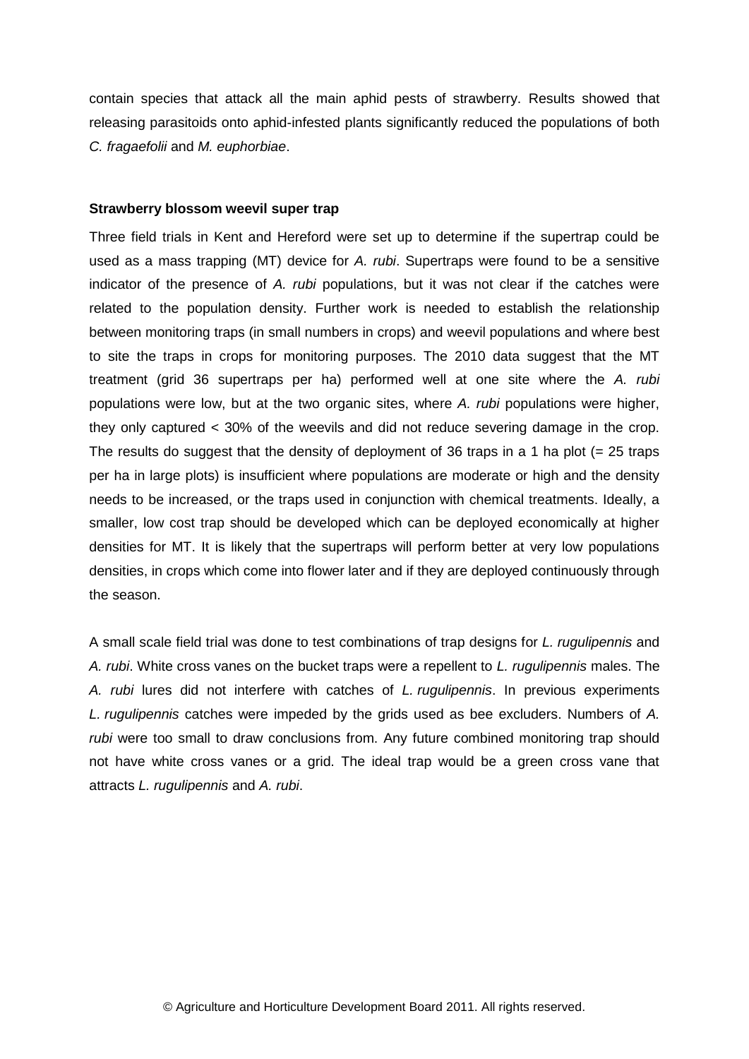contain species that attack all the main aphid pests of strawberry. Results showed that releasing parasitoids onto aphid-infested plants significantly reduced the populations of both *C. fragaefolii* and *M. euphorbiae*.

**Strawberry blossom weevil super trap**

Three field trials in Kent and Hereford were set up to determine if the supertrap could be used as a mass trapping (MT) device for *A. rubi*. Supertraps were found to be a sensitive indicator of the presence of *A. rubi* populations, but it was not clear if the catches were related to the population density. Further work is needed to establish the relationship between monitoring traps (in small numbers in crops) and weevil populations and where best to site the traps in crops for monitoring purposes. The 2010 data suggest that the MT treatment (grid 36 supertraps per ha) performed well at one site where the *A. rubi* populations were low, but at the two organic sites, where *A. rubi* populations were higher, they only captured < 30% of the weevils and did not reduce severing damage in the crop. The results do suggest that the density of deployment of 36 traps in a 1 ha plot (= 25 traps per ha in large plots) is insufficient where populations are moderate or high and the density needs to be increased, or the traps used in conjunction with chemical treatments. Ideally, a smaller, low cost trap should be developed which can be deployed economically at higher densities for MT. It is likely that the supertraps will perform better at very low populations densities, in crops which come into flower later and if they are deployed continuously through the season.

A small scale field trial was done to test combinations of trap designs for *L. rugulipennis* and *A. rubi*. White cross vanes on the bucket traps were a repellent to *L. rugulipennis* males. The *A. rubi* lures did not interfere with catches of *L. rugulipennis*. In previous experiments *L. rugulipennis* catches were impeded by the grids used as bee excluders. Numbers of *A. rubi* were too small to draw conclusions from. Any future combined monitoring trap should not have white cross vanes or a grid. The ideal trap would be a green cross vane that attracts *L. rugulipennis* and *A. rubi*.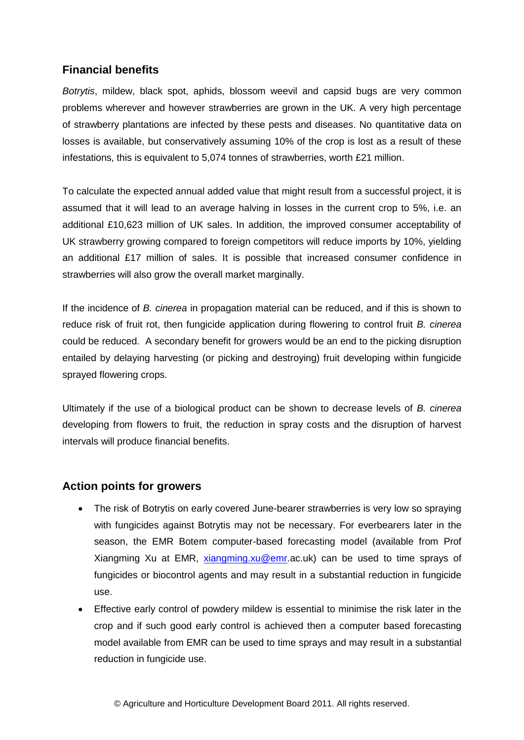## Financial benefits

*Botrytis*, mildew, black spot, aphids, blossom weevil and capsid bugs are very common problems wherever and however strawberries are grown in the UK. A very high percentage of strawberry plantations are infected by these pests and diseases. No quantitative data on losses is available, but conservatively assuming 10% of the crop is lost as a result of these infestations, this is equivalent to 5,074 tonnes of strawberries, worth £21 million.

To calculate the expected annual added value that might result from a successful project, it is assumed that it will lead to an average halving in losses in the current crop to 5%, i.e. an additional £10,623 million of UK sales. In addition, the improved consumer acceptability of UK strawberry growing compared to foreign competitors will reduce imports by 10%, yielding an additional £17 million of sales. It is possible that increased consumer confidence in strawberries will also grow the overall market marginally.

If the incidence of *B. cinerea* in propagation material can be reduced, and if this is shown to reduce risk of fruit rot, then fungicide application during flowering to control fruit *B. cinerea* could be reduced. A secondary benefit for growers would be an end to the picking disruption entailed by delaying harvesting (or picking and destroying) fruit developing within fungicide sprayed flowering crops.

Ultimately if the use of a biological product can be shown to decrease levels of *B. cinerea* developing from flowers to fruit, the reduction in spray costs and the disruption of harvest intervals will produce financial benefits.

## Action points for growers

- The risk of Botrytis on early covered June-bearer strawberries is very low so spraying with fungicides against Botrytis may not be necessary. For everbearers later in the season, the EMR Botem computer-based forecasting model (available from Prof Xiangming Xu at EMR, xiangming.xu@emr.ac.uk) can be used to time sprays of fungicides or biocontrol agents and may result in a substantial reduction in fungicide use.
- Effective early control of powdery mildew is essential to minimise the risk later in the crop and if such good early control is achieved then a computer based forecasting model available from EMR can be used to time sprays and may result in a substantial reduction in fungicide use.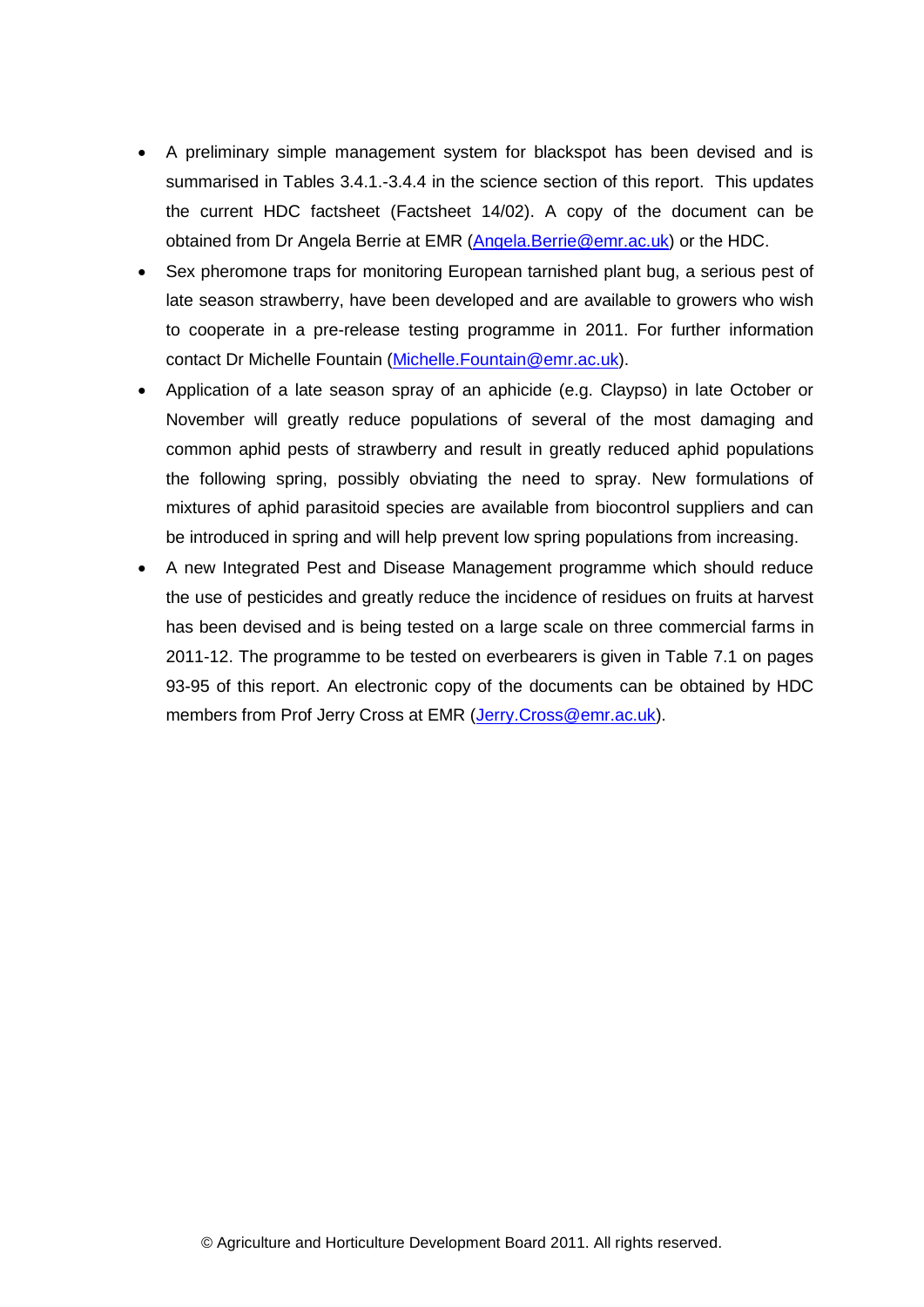- A preliminary simple management system for blackspot has been devised and is summarised in Tables 3.4.1.-3.4.4 in the science section of this report. This updates the current HDC factsheet (Factsheet 14/02). A copy of the document can be obtained from Dr Angela Berrie at EMR (Angela.Berrie@emr.ac.uk) or the HDC.
- Sex pheromone traps for monitoring European tarnished plant bug, a serious pest of late season strawberry, have been developed and are available to growers who wish to cooperate in a pre-release testing programme in 2011. For further information contact Dr Michelle Fountain (Michelle.Fountain@emr.ac.uk).
- Application of a late season spray of an aphicide (e.g. Claypso) in late October or November will greatly reduce populations of several of the most damaging and common aphid pests of strawberry and result in greatly reduced aphid populations the following spring, possibly obviating the need to spray. New formulations of mixtures of aphid parasitoid species are available from biocontrol suppliers and can be introduced in spring and will help prevent low spring populations from increasing.
- A new Integrated Pest and Disease Management programme which should reduce the use of pesticides and greatly reduce the incidence of residues on fruits at harvest has been devised and is being tested on a large scale on three commercial farms in 2011-12. The programme to be tested on everbearers is given in Table 7.1 on pages 93-95 of this report. An electronic copy of the documents can be obtained by HDC members from Prof Jerry Cross at EMR (Jerry.Cross@emr.ac.uk).